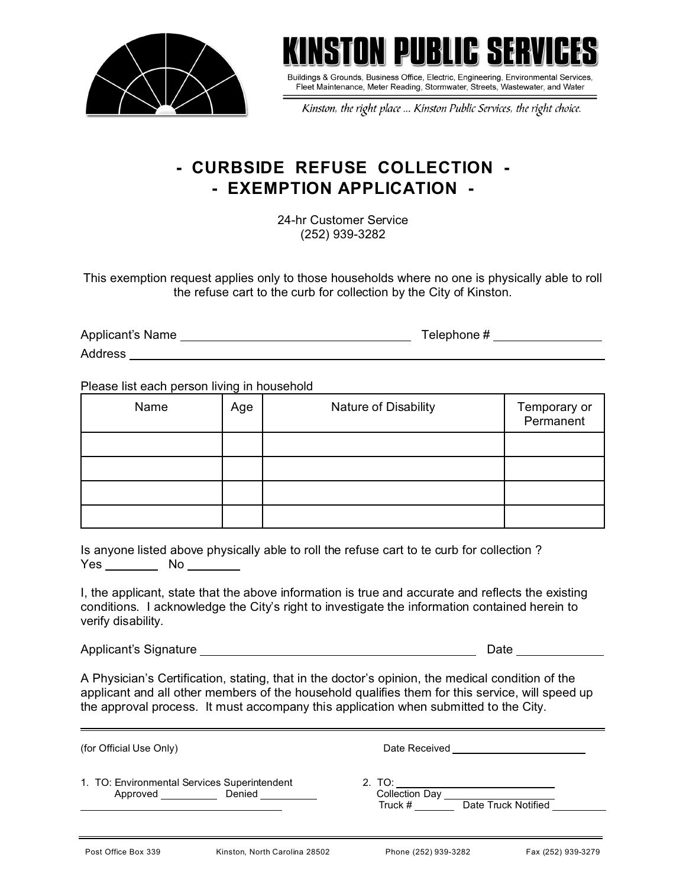# KINSTON PUBLIC SERVICES

Buildings & Grounds, Business Office, Electric, Engineering, Environmental Services, Fleet Maintenance, Meter Reading, Stormwater, Streets, Wastewater, and Water

*Kinston, the right place ... Kinston Public Services, the right choice.*

## - CURBSIDE REFUSE COLLECTION -
## - EXEMPTION APPLICATION -

24-hr Customer Service
(252) 939-3282

This exemption request applies only to those households where no one is physically able to roll the refuse cart to the curb for collection by the City of Kinston.

Applicant's Name ______________________________ Telephone # ______________

Address ______________________________________________________________

Please list each person living in household

| Name | Age | Nature of Disability | Temporary or Permanent |
|---|---|---|---|
| | | | |
| | | | |
| | | | |
| | | | |

Is anyone listed above physically able to roll the refuse cart to te curb for collection ?
Yes ________ No ________

I, the applicant, state that the above information is true and accurate and reflects the existing conditions. I acknowledge the City's right to investigate the information contained herein to verify disability.

Applicant's Signature ____________________________________ Date ____________

A Physician's Certification, stating, that in the doctor's opinion, the medical condition of the applicant and all other members of the household qualifies them for this service, will speed up the approval process. It must accompany this application when submitted to the City.

---

(for Official Use Only) Date Received ____________________

1. TO: Environmental Services Superintendent
   Approved __________ Denied __________
   ________________________________

2. TO: ____________________
   Collection Day ____________________
   Truck # _______ Date Truck Notified __________

---

Post Office Box 339 Kinston, North Carolina 28502 Phone (252) 939-3282 Fax (252) 939-3279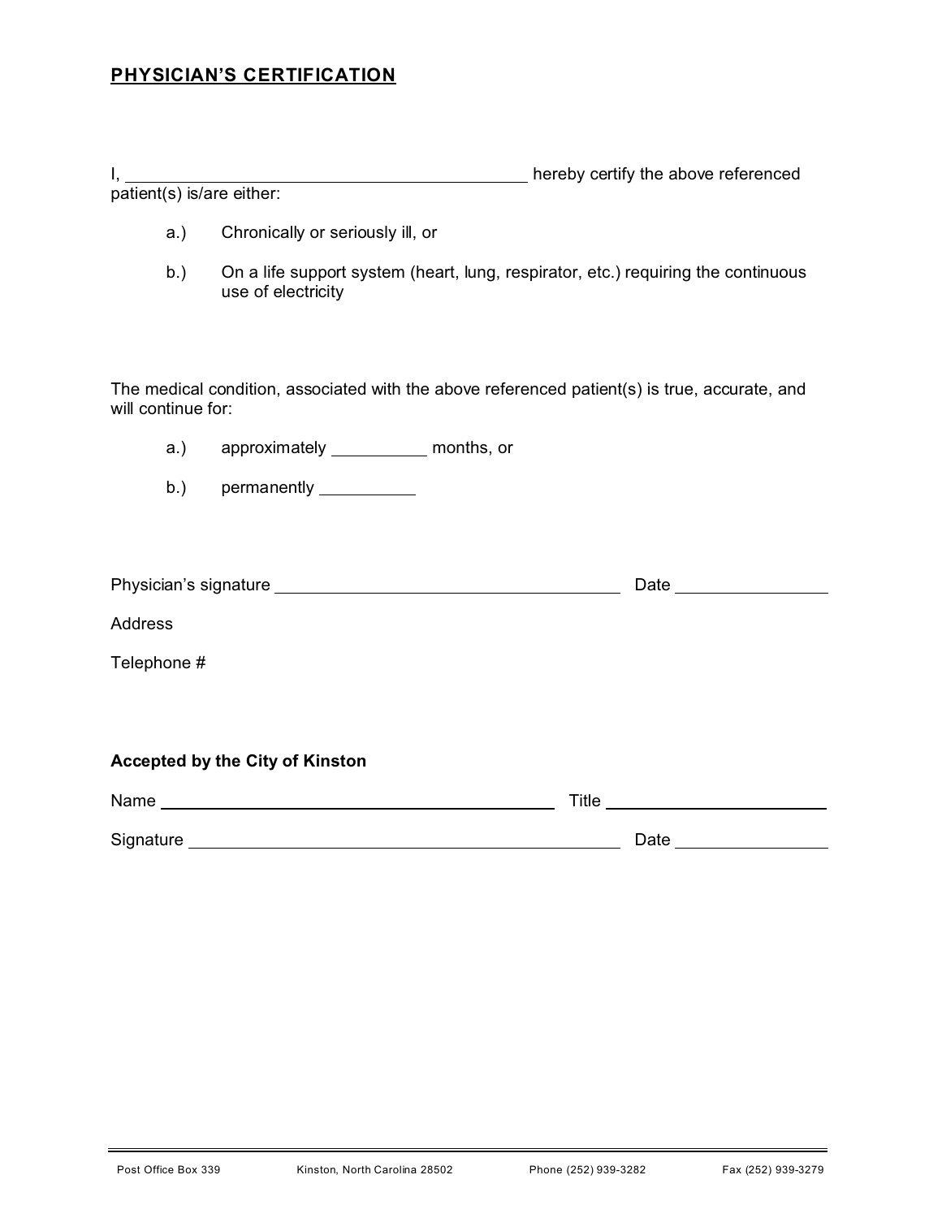## PHYSICIAN'S CERTIFICATION

I, ____________________________________________ hereby certify the above referenced patient(s) is/are either:

a.) Chronically or seriously ill, or

b.) On a life support system (heart, lung, respirator, etc.) requiring the continuous use of electricity

The medical condition, associated with the above referenced patient(s) is true, accurate, and will continue for:

a.) approximately __________ months, or

b.) permanently __________

Physician's signature ______________________________________ Date ________________

Address

Telephone #

**Accepted by the City of Kinston**

Name ____________________________________________ Title ______________________

Signature ______________________________________________ Date ________________

Post Office Box 339 Kinston, North Carolina 28502 Phone (252) 939-3282 Fax (252) 939-3279